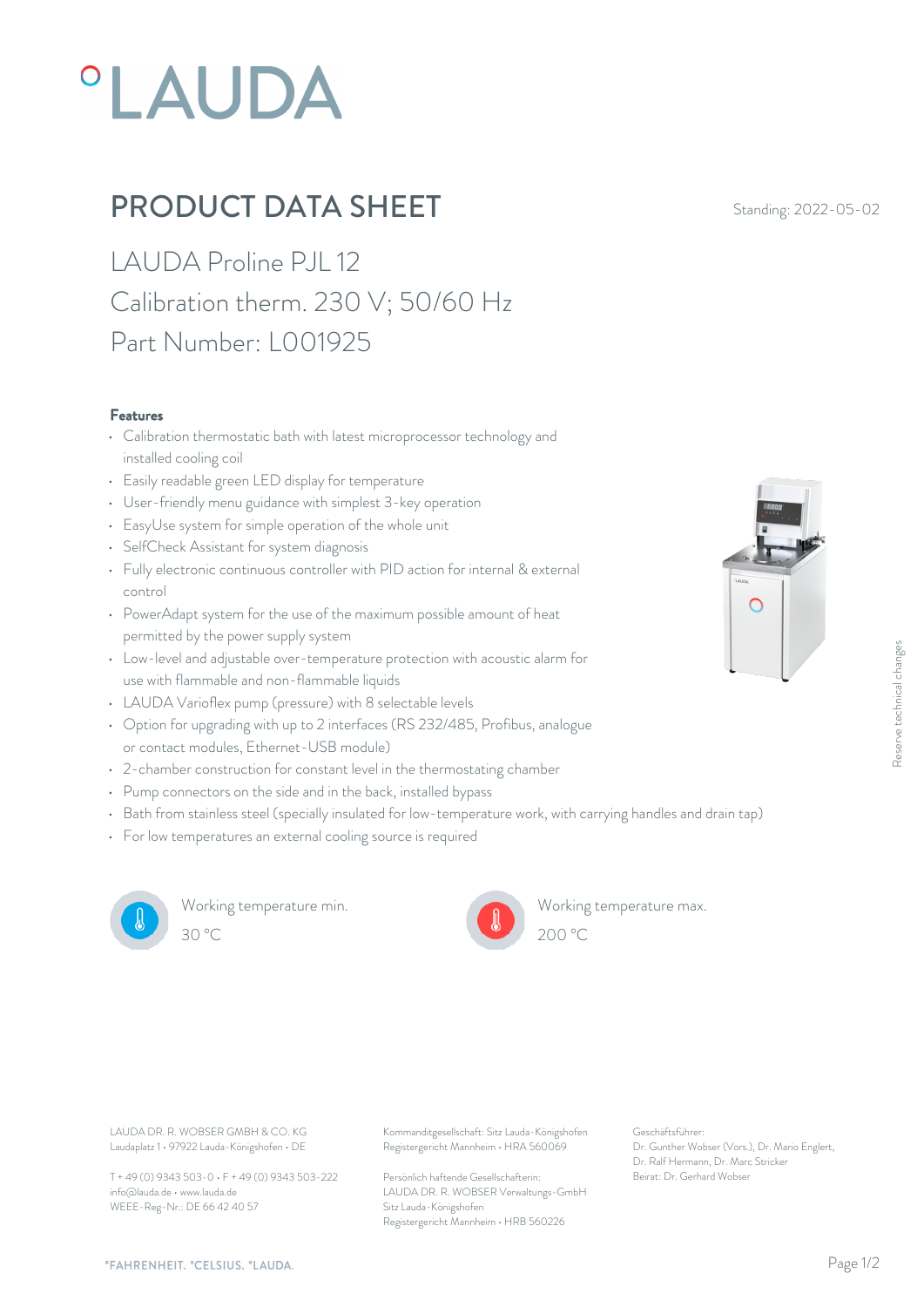# PRODUCT DATA SHEET

Standing: 2022-05-02

## LAUDA Proline PJL 12
## Calibration therm. 230 V; 50/60 Hz
## Part Number: L001925

### Features

- Calibration thermostatic bath with latest microprocessor technology and installed cooling coil
- Easily readable green LED display for temperature
- User-friendly menu guidance with simplest 3-key operation
- EasyUse system for simple operation of the whole unit
- SelfCheck Assistant for system diagnosis
- Fully electronic continuous controller with PID action for internal & external control
- PowerAdapt system for the use of the maximum possible amount of heat permitted by the power supply system
- Low-level and adjustable over-temperature protection with acoustic alarm for use with flammable and non-flammable liquids
- LAUDA Varioflex pump (pressure) with 8 selectable levels
- Option for upgrading with up to 2 interfaces (RS 232/485, Profibus, analogue or contact modules, Ethernet-USB module)
- 2-chamber construction for constant level in the thermostating chamber
- Pump connectors on the side and in the back, installed bypass
- Bath from stainless steel (specially insulated for low-temperature work, with carrying handles and drain tap)
- For low temperatures an external cooling source is required

Working temperature min.
30 °C

Working temperature max.
200 °C

Reserve technical changes

LAUDA DR. R. WOBSER GMBH & CO. KG
Laudaplatz 1 • 97922 Lauda-Königshofen • DE

T + 49 (0) 9343 503-0 • F + 49 (0) 9343 503-222
info@lauda.de • www.lauda.de
WEEE-Reg-Nr.: DE 66 42 40 57

Kommanditgesellschaft: Sitz Lauda-Königshofen
Registergericht Mannheim • HRA 560069

Persönlich haftende Gesellschafterin:
LAUDA DR. R. WOBSER Verwaltungs-GmbH
Sitz Lauda-Königshofen
Registergericht Mannheim • HRB 560226

Geschäftsführer:
Dr. Gunther Wobser (Vors.), Dr. Mario Englert, Dr. Ralf Hermann, Dr. Marc Stricker
Beirat: Dr. Gerhard Wobser

°FAHRENHEIT. °CELSIUS. °LAUDA.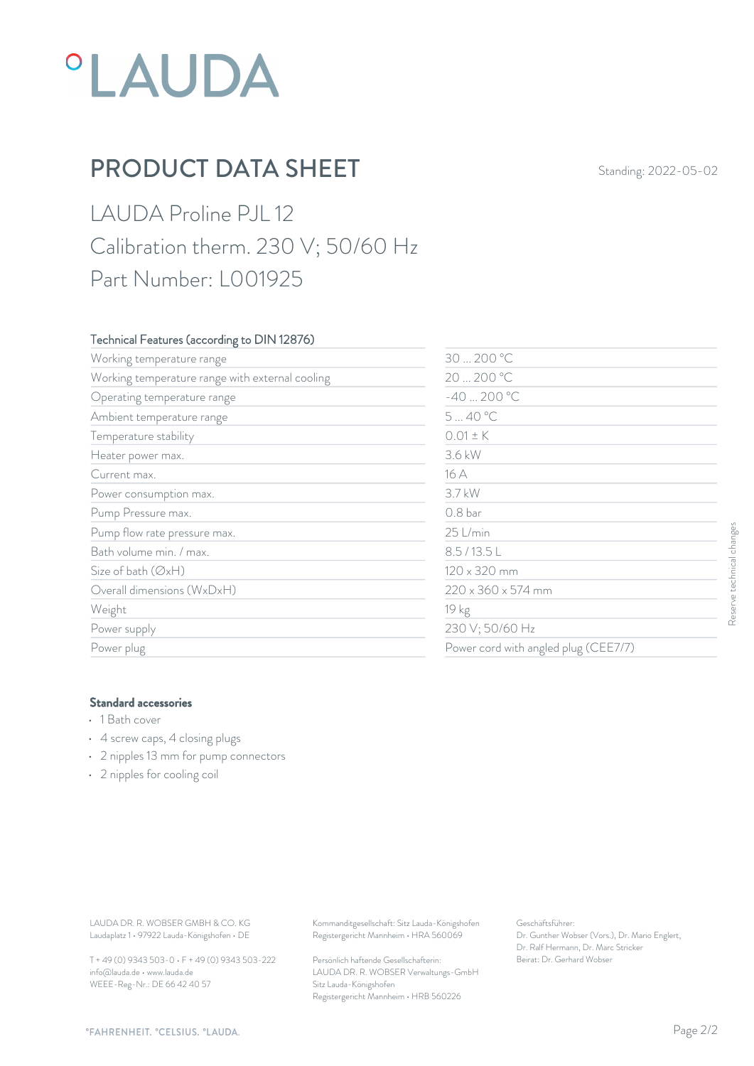°LAUDA

# PRODUCT DATA SHEET

Standing: 2022-05-02

## LAUDA Proline PJL 12
## Calibration therm. 230 V; 50/60 Hz
## Part Number: L001925

| Technical Features (according to DIN 12876) | |
| --- | --- |
| Working temperature range | 30 ... 200 °C |
| Working temperature range with external cooling | 20 ... 200 °C |
| Operating temperature range | -40 ... 200 °C |
| Ambient temperature range | 5 ... 40 °C |
| Temperature stability | 0.01 ± K |
| Heater power max. | 3.6 kW |
| Current max. | 16 A |
| Power consumption max. | 3.7 kW |
| Pump Pressure max. | 0.8 bar |
| Pump flow rate pressure max. | 25 L/min |
| Bath volume min. / max. | 8.5 / 13.5 L |
| Size of bath (ØxH) | 120 x 320 mm |
| Overall dimensions (WxDxH) | 220 x 360 x 574 mm |
| Weight | 19 kg |
| Power supply | 230 V; 50/60 Hz |
| Power plug | Power cord with angled plug (CEE7/7) |

Reserve technical changes

**Standard accessories**

- 1 Bath cover
- 4 screw caps, 4 closing plugs
- 2 nipples 13 mm for pump connectors
- 2 nipples for cooling coil

LAUDA DR. R. WOBSER GMBH & CO. KG
Laudaplatz 1 • 97922 Lauda-Königshofen • DE

T + 49 (0) 9343 503-0 • F + 49 (0) 9343 503-222
info@lauda.de • www.lauda.de
WEEE-Reg-Nr.: DE 66 42 40 57

Kommanditgesellschaft: Sitz Lauda-Königshofen
Registergericht Mannheim • HRA 560069

Persönlich haftende Gesellschafterin:
LAUDA DR. R. WOBSER Verwaltungs-GmbH
Sitz Lauda-Königshofen
Registergericht Mannheim • HRB 560226

Geschäftsführer:
Dr. Gunther Wobser (Vors.), Dr. Mario Englert, Dr. Ralf Hermann, Dr. Marc Stricker
Beirat: Dr. Gerhard Wobser

°FAHRENHEIT. °CELSIUS. °LAUDA.